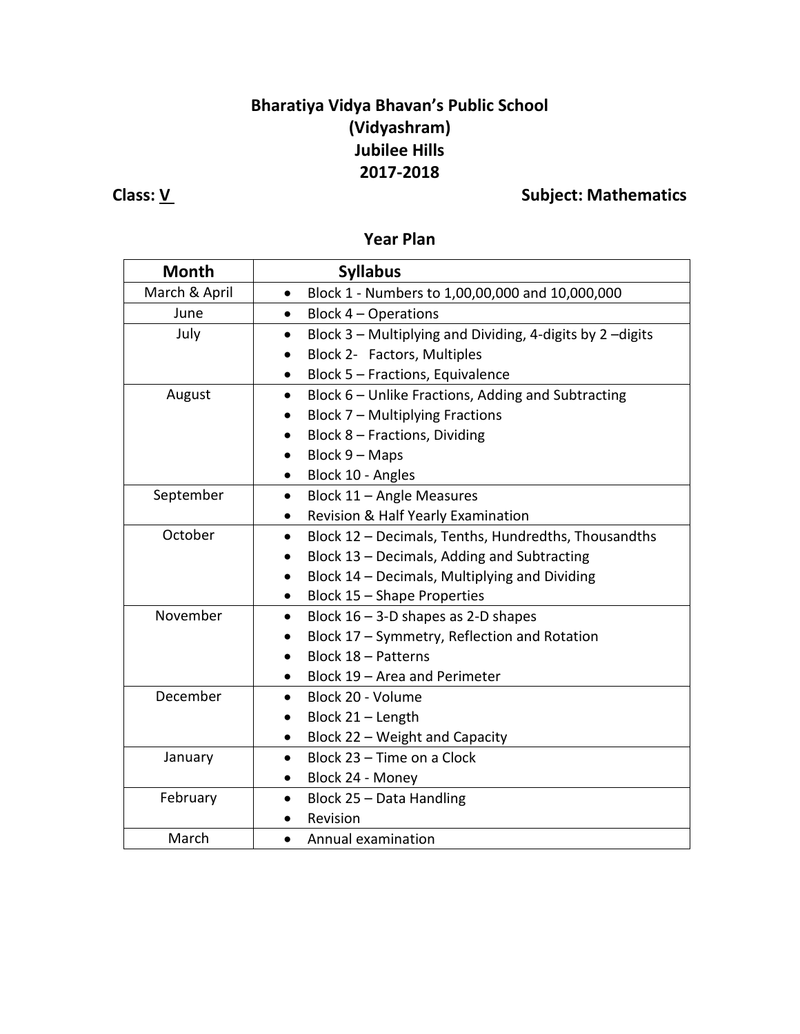# Bharatiya Vidya Bhavan's Public School
# (Vidyashram)
# Jubilee Hills
# 2017-2018

**Class: V** **Subject: Mathematics**

## Year Plan

| Month | Syllabus |
|---|---|
| March & April | • Block 1 - Numbers to 1,00,00,000 and 10,000,000 |
| June | • Block 4 – Operations |
| July | • Block 3 – Multiplying and Dividing, 4-digits by 2 –digits<br>• Block 2- Factors, Multiples<br>• Block 5 – Fractions, Equivalence |
| August | • Block 6 – Unlike Fractions, Adding and Subtracting<br>• Block 7 – Multiplying Fractions<br>• Block 8 – Fractions, Dividing<br>• Block 9 – Maps<br>• Block 10 - Angles |
| September | • Block 11 – Angle Measures<br>• Revision & Half Yearly Examination |
| October | • Block 12 – Decimals, Tenths, Hundredths, Thousandths<br>• Block 13 – Decimals, Adding and Subtracting<br>• Block 14 – Decimals, Multiplying and Dividing<br>• Block 15 – Shape Properties |
| November | • Block 16 – 3-D shapes as 2-D shapes<br>• Block 17 – Symmetry, Reflection and Rotation<br>• Block 18 – Patterns<br>• Block 19 – Area and Perimeter |
| December | • Block 20 - Volume<br>• Block 21 – Length<br>• Block 22 – Weight and Capacity |
| January | • Block 23 – Time on a Clock<br>• Block 24 - Money |
| February | • Block 25 – Data Handling<br>• Revision |
| March | • Annual examination |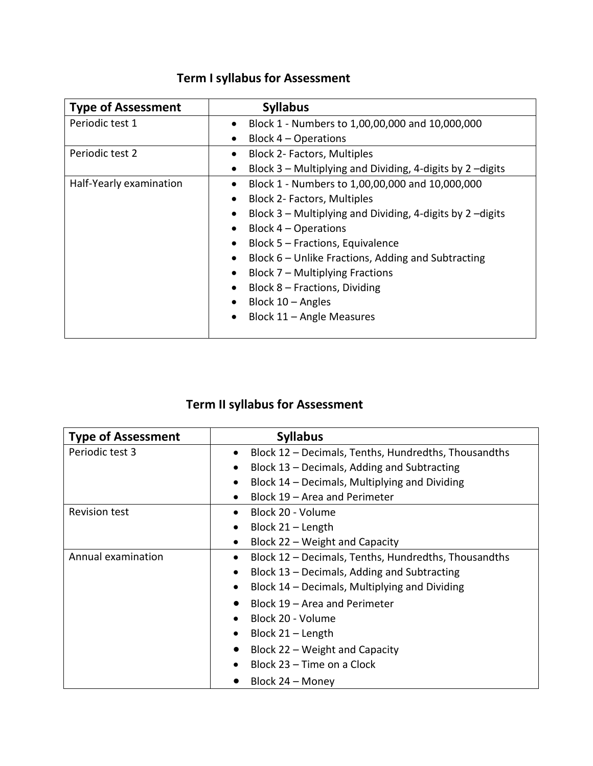## Term I syllabus for Assessment

| Type of Assessment | Syllabus |
|---|---|
| Periodic test 1 | • Block 1 - Numbers to 1,00,00,000 and 10,000,000<br>• Block 4 – Operations |
| Periodic test 2 | • Block 2- Factors, Multiples<br>• Block 3 – Multiplying and Dividing, 4-digits by 2 –digits |
| Half-Yearly examination | • Block 1 - Numbers to 1,00,00,000 and 10,000,000<br>• Block 2- Factors, Multiples<br>• Block 3 – Multiplying and Dividing, 4-digits by 2 –digits<br>• Block 4 – Operations<br>• Block 5 – Fractions, Equivalence<br>• Block 6 – Unlike Fractions, Adding and Subtracting<br>• Block 7 – Multiplying Fractions<br>• Block 8 – Fractions, Dividing<br>• Block 10 – Angles<br>• Block 11 – Angle Measures |

## Term II syllabus for Assessment

| Type of Assessment | Syllabus |
|---|---|
| Periodic test 3 | • Block 12 – Decimals, Tenths, Hundredths, Thousandths<br>• Block 13 – Decimals, Adding and Subtracting<br>• Block 14 – Decimals, Multiplying and Dividing<br>• Block 19 – Area and Perimeter |
| Revision test | • Block 20 - Volume<br>• Block 21 – Length<br>• Block 22 – Weight and Capacity |
| Annual examination | • Block 12 – Decimals, Tenths, Hundredths, Thousandths<br>• Block 13 – Decimals, Adding and Subtracting<br>• Block 14 – Decimals, Multiplying and Dividing<br>• Block 19 – Area and Perimeter<br>• Block 20 - Volume<br>• Block 21 – Length<br>• Block 22 – Weight and Capacity<br>• Block 23 – Time on a Clock<br>• Block 24 – Money |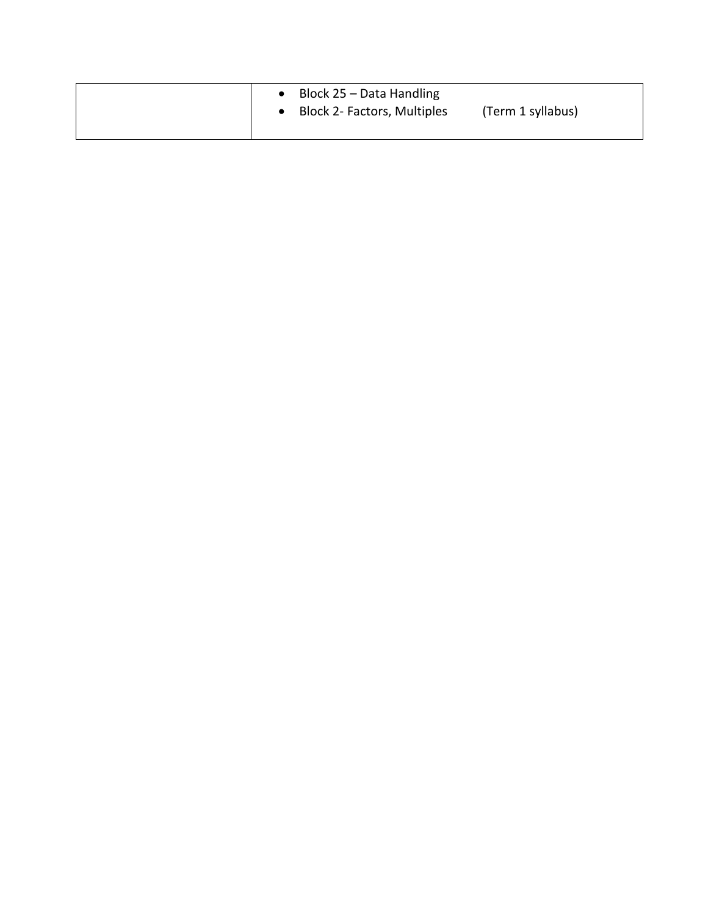| | |
|---|---|
| | • Block 25 – Data Handling<br>• Block 2- Factors, Multiples (Term 1 syllabus) |